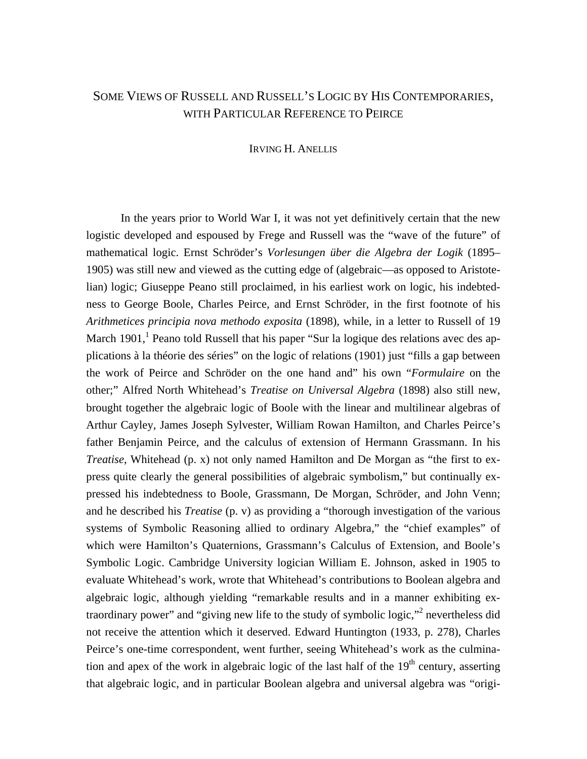# Some Views of Russell and Russell's Logic by His Contemporaries, with Particular Reference to Peirce

Irving H. Anellis

In the years prior to World War I, it was not yet definitively certain that the new logistic developed and espoused by Frege and Russell was the "wave of the future" of mathematical logic. Ernst Schröder's *Vorlesungen über die Algebra der Logik* (1895–1905) was still new and viewed as the cutting edge of (algebraic—as opposed to Aristotelian) logic; Giuseppe Peano still proclaimed, in his earliest work on logic, his indebtedness to George Boole, Charles Peirce, and Ernst Schröder, in the first footnote of his *Arithmetices principia nova methodo exposita* (1898), while, in a letter to Russell of 19 March 1901,[1] Peano told Russell that his paper "Sur la logique des relations avec des applications à la théorie des séries" on the logic of relations (1901) just "fills a gap between the work of Peirce and Schröder on the one hand and" his own "*Formulaire* on the other;" Alfred North Whitehead's *Treatise on Universal Algebra* (1898) also still new, brought together the algebraic logic of Boole with the linear and multilinear algebras of Arthur Cayley, James Joseph Sylvester, William Rowan Hamilton, and Charles Peirce's father Benjamin Peirce, and the calculus of extension of Hermann Grassmann. In his *Treatise*, Whitehead (p. x) not only named Hamilton and De Morgan as "the first to express quite clearly the general possibilities of algebraic symbolism," but continually expressed his indebtedness to Boole, Grassmann, De Morgan, Schröder, and John Venn; and he described his *Treatise* (p. v) as providing a "thorough investigation of the various systems of Symbolic Reasoning allied to ordinary Algebra," the "chief examples" of which were Hamilton's Quaternions, Grassmann's Calculus of Extension, and Boole's Symbolic Logic. Cambridge University logician William E. Johnson, asked in 1905 to evaluate Whitehead's work, wrote that Whitehead's contributions to Boolean algebra and algebraic logic, although yielding "remarkable results and in a manner exhibiting extraordinary power" and "giving new life to the study of symbolic logic,"[2] nevertheless did not receive the attention which it deserved. Edward Huntington (1933, p. 278), Charles Peirce's one-time correspondent, went further, seeing Whitehead's work as the culmination and apex of the work in algebraic logic of the last half of the 19th century, asserting that algebraic logic, and in particular Boolean algebra and universal algebra was "origi-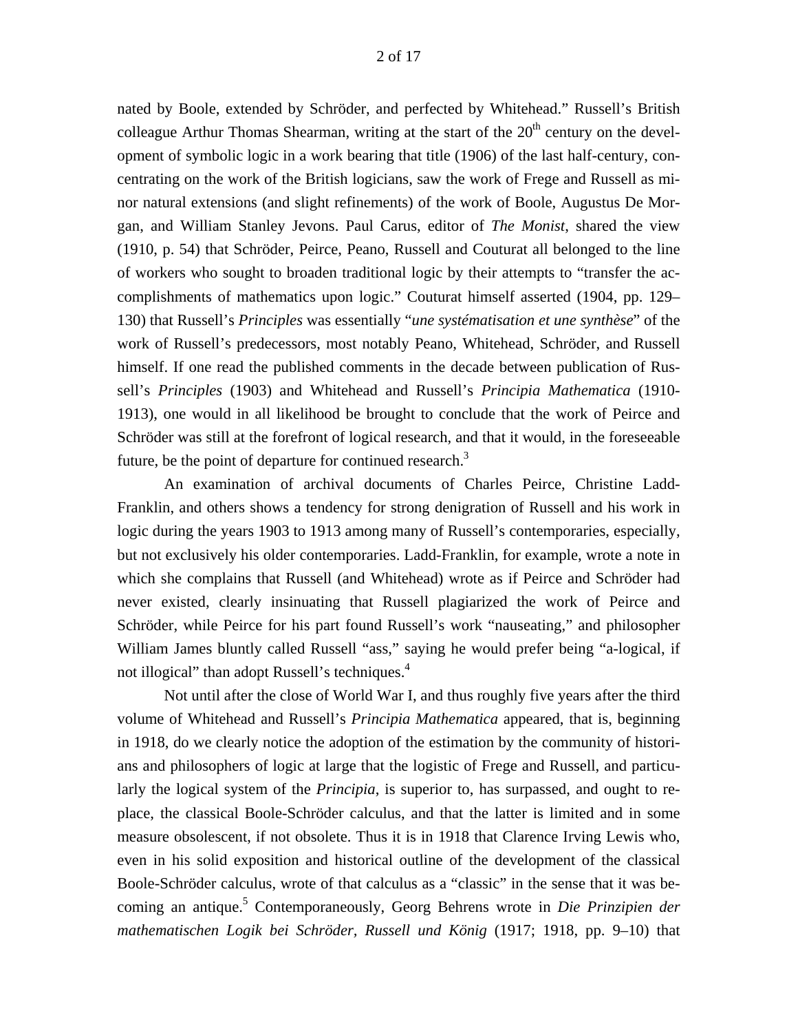nated by Boole, extended by Schröder, and perfected by Whitehead." Russell's British colleague Arthur Thomas Shearman, writing at the start of the 20th century on the development of symbolic logic in a work bearing that title (1906) of the last half-century, concentrating on the work of the British logicians, saw the work of Frege and Russell as minor natural extensions (and slight refinements) of the work of Boole, Augustus De Morgan, and William Stanley Jevons. Paul Carus, editor of *The Monist*, shared the view (1910, p. 54) that Schröder, Peirce, Peano, Russell and Couturat all belonged to the line of workers who sought to broaden traditional logic by their attempts to "transfer the accomplishments of mathematics upon logic." Couturat himself asserted (1904, pp. 129–130) that Russell's *Principles* was essentially "*une systématisation et une synthèse*" of the work of Russell's predecessors, most notably Peano, Whitehead, Schröder, and Russell himself. If one read the published comments in the decade between publication of Russell's *Principles* (1903) and Whitehead and Russell's *Principia Mathematica* (1910-1913), one would in all likelihood be brought to conclude that the work of Peirce and Schröder was still at the forefront of logical research, and that it would, in the foreseeable future, be the point of departure for continued research.[3]

An examination of archival documents of Charles Peirce, Christine Ladd-Franklin, and others shows a tendency for strong denigration of Russell and his work in logic during the years 1903 to 1913 among many of Russell's contemporaries, especially, but not exclusively his older contemporaries. Ladd-Franklin, for example, wrote a note in which she complains that Russell (and Whitehead) wrote as if Peirce and Schröder had never existed, clearly insinuating that Russell plagiarized the work of Peirce and Schröder, while Peirce for his part found Russell's work "nauseating," and philosopher William James bluntly called Russell "ass," saying he would prefer being "a-logical, if not illogical" than adopt Russell's techniques.[4]

Not until after the close of World War I, and thus roughly five years after the third volume of Whitehead and Russell's *Principia Mathematica* appeared, that is, beginning in 1918, do we clearly notice the adoption of the estimation by the community of historians and philosophers of logic at large that the logistic of Frege and Russell, and particularly the logical system of the *Principia*, is superior to, has surpassed, and ought to replace, the classical Boole-Schröder calculus, and that the latter is limited and in some measure obsolescent, if not obsolete. Thus it is in 1918 that Clarence Irving Lewis who, even in his solid exposition and historical outline of the development of the classical Boole-Schröder calculus, wrote of that calculus as a "classic" in the sense that it was becoming an antique.[5] Contemporaneously, Georg Behrens wrote in *Die Prinzipien der mathematischen Logik bei Schröder, Russell und König* (1917; 1918, pp. 9–10) that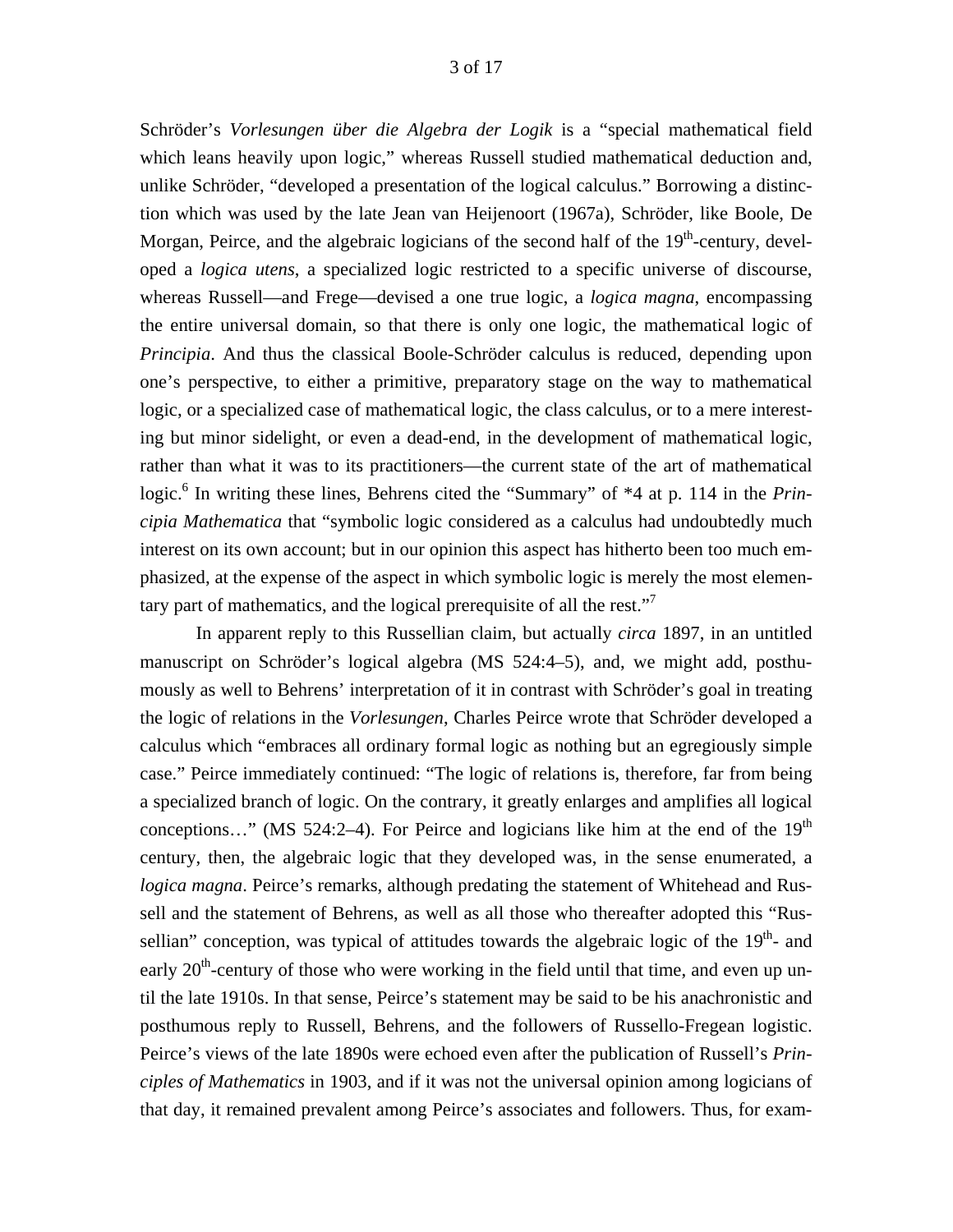Schröder's *Vorlesungen über die Algebra der Logik* is a "special mathematical field which leans heavily upon logic," whereas Russell studied mathematical deduction and, unlike Schröder, "developed a presentation of the logical calculus." Borrowing a distinction which was used by the late Jean van Heijenoort (1967a), Schröder, like Boole, De Morgan, Peirce, and the algebraic logicians of the second half of the 19th-century, developed a *logica utens*, a specialized logic restricted to a specific universe of discourse, whereas Russell—and Frege—devised a one true logic, a *logica magna*, encompassing the entire universal domain, so that there is only one logic, the mathematical logic of *Principia*. And thus the classical Boole-Schröder calculus is reduced, depending upon one's perspective, to either a primitive, preparatory stage on the way to mathematical logic, or a specialized case of mathematical logic, the class calculus, or to a mere interesting but minor sidelight, or even a dead-end, in the development of mathematical logic, rather than what it was to its practitioners—the current state of the art of mathematical logic.[6] In writing these lines, Behrens cited the "Summary" of *4 at p. 114 in the *Principia Mathematica* that "symbolic logic considered as a calculus had undoubtedly much interest on its own account; but in our opinion this aspect has hitherto been too much emphasized, at the expense of the aspect in which symbolic logic is merely the most elementary part of mathematics, and the logical prerequisite of all the rest."[7]

In apparent reply to this Russellian claim, but actually *circa* 1897, in an untitled manuscript on Schröder's logical algebra (MS 524:4–5), and, we might add, posthumously as well to Behrens' interpretation of it in contrast with Schröder's goal in treating the logic of relations in the *Vorlesungen*, Charles Peirce wrote that Schröder developed a calculus which "embraces all ordinary formal logic as nothing but an egregiously simple case." Peirce immediately continued: "The logic of relations is, therefore, far from being a specialized branch of logic. On the contrary, it greatly enlarges and amplifies all logical conceptions…" (MS 524:2–4). For Peirce and logicians like him at the end of the 19th century, then, the algebraic logic that they developed was, in the sense enumerated, a *logica magna*. Peirce's remarks, although predating the statement of Whitehead and Russell and the statement of Behrens, as well as all those who thereafter adopted this "Russellian" conception, was typical of attitudes towards the algebraic logic of the 19th- and early 20th-century of those who were working in the field until that time, and even up until the late 1910s. In that sense, Peirce's statement may be said to be his anachronistic and posthumous reply to Russell, Behrens, and the followers of Russello-Fregean logistic. Peirce's views of the late 1890s were echoed even after the publication of Russell's *Principles of Mathematics* in 1903, and if it was not the universal opinion among logicians of that day, it remained prevalent among Peirce's associates and followers. Thus, for exam-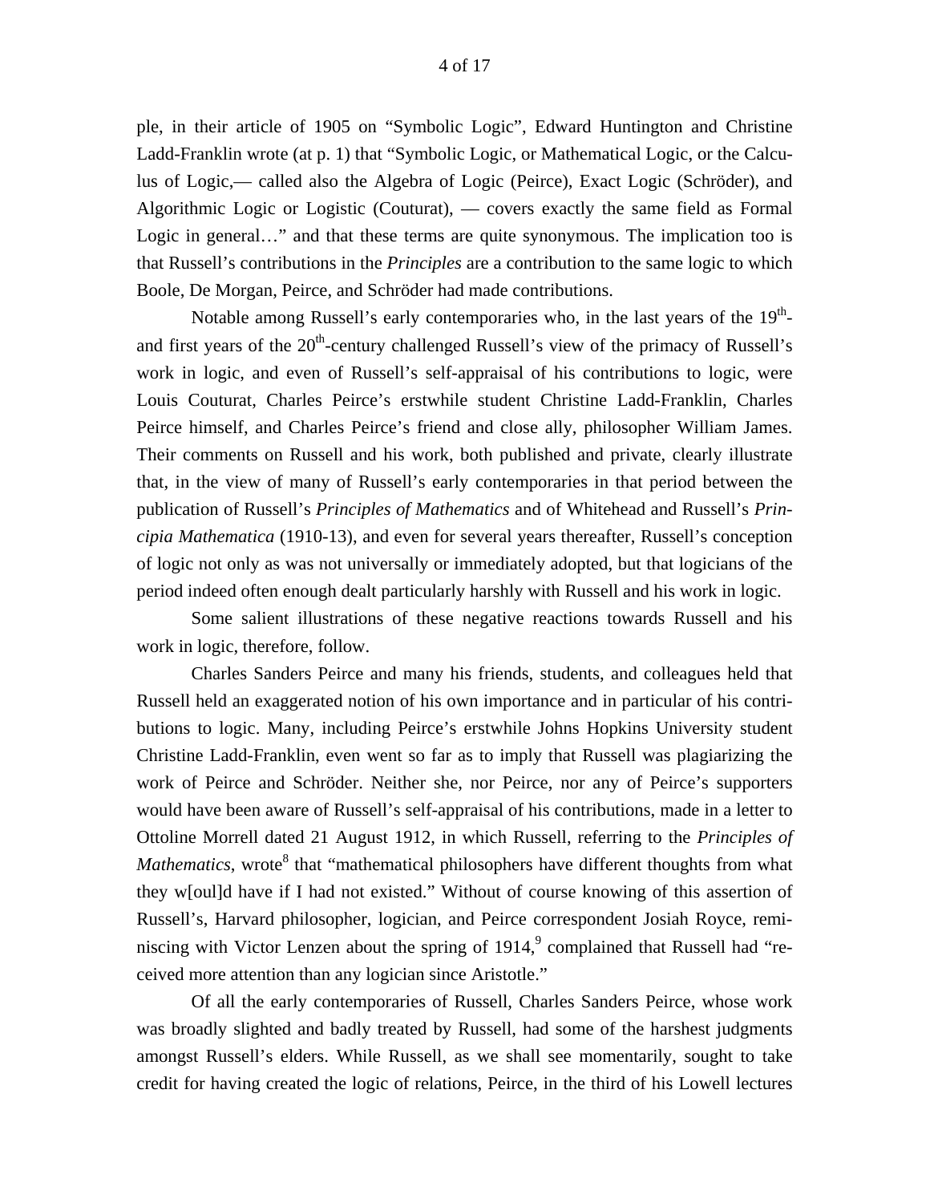ple, in their article of 1905 on "Symbolic Logic", Edward Huntington and Christine Ladd-Franklin wrote (at p. 1) that "Symbolic Logic, or Mathematical Logic, or the Calculus of Logic,— called also the Algebra of Logic (Peirce), Exact Logic (Schröder), and Algorithmic Logic or Logistic (Couturat), — covers exactly the same field as Formal Logic in general…" and that these terms are quite synonymous. The implication too is that Russell's contributions in the *Principles* are a contribution to the same logic to which Boole, De Morgan, Peirce, and Schröder had made contributions.

Notable among Russell's early contemporaries who, in the last years of the 19th- and first years of the 20th-century challenged Russell's view of the primacy of Russell's work in logic, and even of Russell's self-appraisal of his contributions to logic, were Louis Couturat, Charles Peirce's erstwhile student Christine Ladd-Franklin, Charles Peirce himself, and Charles Peirce's friend and close ally, philosopher William James. Their comments on Russell and his work, both published and private, clearly illustrate that, in the view of many of Russell's early contemporaries in that period between the publication of Russell's *Principles of Mathematics* and of Whitehead and Russell's *Principia Mathematica* (1910-13), and even for several years thereafter, Russell's conception of logic not only as was not universally or immediately adopted, but that logicians of the period indeed often enough dealt particularly harshly with Russell and his work in logic.

Some salient illustrations of these negative reactions towards Russell and his work in logic, therefore, follow.

Charles Sanders Peirce and many his friends, students, and colleagues held that Russell held an exaggerated notion of his own importance and in particular of his contributions to logic. Many, including Peirce's erstwhile Johns Hopkins University student Christine Ladd-Franklin, even went so far as to imply that Russell was plagiarizing the work of Peirce and Schröder. Neither she, nor Peirce, nor any of Peirce's supporters would have been aware of Russell's self-appraisal of his contributions, made in a letter to Ottoline Morrell dated 21 August 1912, in which Russell, referring to the *Principles of Mathematics*, wrote[8] that "mathematical philosophers have different thoughts from what they w[oul]d have if I had not existed." Without of course knowing of this assertion of Russell's, Harvard philosopher, logician, and Peirce correspondent Josiah Royce, reminiscing with Victor Lenzen about the spring of 1914,[9] complained that Russell had "received more attention than any logician since Aristotle."

Of all the early contemporaries of Russell, Charles Sanders Peirce, whose work was broadly slighted and badly treated by Russell, had some of the harshest judgments amongst Russell's elders. While Russell, as we shall see momentarily, sought to take credit for having created the logic of relations, Peirce, in the third of his Lowell lectures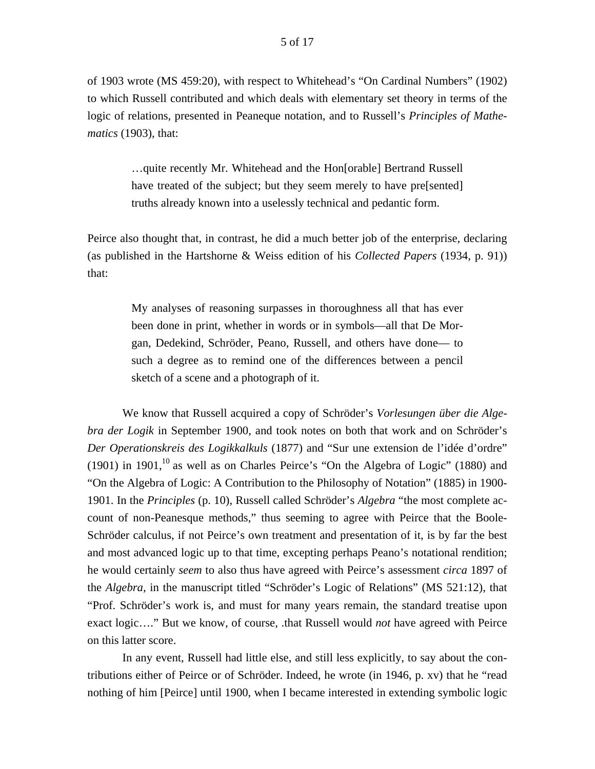of 1903 wrote (MS 459:20), with respect to Whitehead's "On Cardinal Numbers" (1902) to which Russell contributed and which deals with elementary set theory in terms of the logic of relations, presented in Peaneque notation, and to Russell's *Principles of Mathematics* (1903), that:

> …quite recently Mr. Whitehead and the Hon[orable] Bertrand Russell have treated of the subject; but they seem merely to have pre[sented] truths already known into a uselessly technical and pedantic form.

Peirce also thought that, in contrast, he did a much better job of the enterprise, declaring (as published in the Hartshorne & Weiss edition of his *Collected Papers* (1934, p. 91)) that:

> My analyses of reasoning surpasses in thoroughness all that has ever been done in print, whether in words or in symbols—all that De Morgan, Dedekind, Schröder, Peano, Russell, and others have done— to such a degree as to remind one of the differences between a pencil sketch of a scene and a photograph of it.

We know that Russell acquired a copy of Schröder's *Vorlesungen über die Algebra der Logik* in September 1900, and took notes on both that work and on Schröder's *Der Operationskreis des Logikkalkuls* (1877) and "Sur une extension de l'idée d'ordre" (1901) in 1901,[10] as well as on Charles Peirce's "On the Algebra of Logic" (1880) and "On the Algebra of Logic: A Contribution to the Philosophy of Notation" (1885) in 1900-1901. In the *Principles* (p. 10), Russell called Schröder's *Algebra* "the most complete account of non-Peanesque methods," thus seeming to agree with Peirce that the Boole-Schröder calculus, if not Peirce's own treatment and presentation of it, is by far the best and most advanced logic up to that time, excepting perhaps Peano's notational rendition; he would certainly *seem* to also thus have agreed with Peirce's assessment *circa* 1897 of the *Algebra*, in the manuscript titled "Schröder's Logic of Relations" (MS 521:12), that "Prof. Schröder's work is, and must for many years remain, the standard treatise upon exact logic…." But we know, of course, .that Russell would *not* have agreed with Peirce on this latter score.

In any event, Russell had little else, and still less explicitly, to say about the contributions either of Peirce or of Schröder. Indeed, he wrote (in 1946, p. xv) that he "read nothing of him [Peirce] until 1900, when I became interested in extending symbolic logic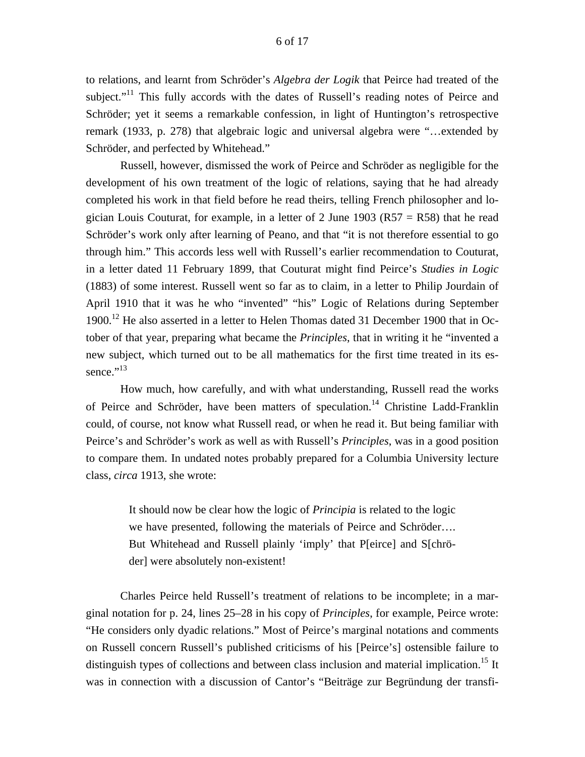to relations, and learnt from Schröder's *Algebra der Logik* that Peirce had treated of the subject."[11] This fully accords with the dates of Russell's reading notes of Peirce and Schröder; yet it seems a remarkable confession, in light of Huntington's retrospective remark (1933, p. 278) that algebraic logic and universal algebra were "…extended by Schröder, and perfected by Whitehead."

Russell, however, dismissed the work of Peirce and Schröder as negligible for the development of his own treatment of the logic of relations, saying that he had already completed his work in that field before he read theirs, telling French philosopher and logician Louis Couturat, for example, in a letter of 2 June 1903 (R57 = R58) that he read Schröder's work only after learning of Peano, and that "it is not therefore essential to go through him." This accords less well with Russell's earlier recommendation to Couturat, in a letter dated 11 February 1899, that Couturat might find Peirce's *Studies in Logic* (1883) of some interest. Russell went so far as to claim, in a letter to Philip Jourdain of April 1910 that it was he who "invented" "his" Logic of Relations during September 1900.[12] He also asserted in a letter to Helen Thomas dated 31 December 1900 that in October of that year, preparing what became the *Principles*, that in writing it he "invented a new subject, which turned out to be all mathematics for the first time treated in its essence."[13]

How much, how carefully, and with what understanding, Russell read the works of Peirce and Schröder, have been matters of speculation.[14] Christine Ladd-Franklin could, of course, not know what Russell read, or when he read it. But being familiar with Peirce's and Schröder's work as well as with Russell's *Principles*, was in a good position to compare them. In undated notes probably prepared for a Columbia University lecture class, *circa* 1913, she wrote:

> It should now be clear how the logic of *Principia* is related to the logic we have presented, following the materials of Peirce and Schröder…. But Whitehead and Russell plainly 'imply' that P[eirce] and S[chröder] were absolutely non-existent!

Charles Peirce held Russell's treatment of relations to be incomplete; in a marginal notation for p. 24, lines 25–28 in his copy of *Principles*, for example, Peirce wrote: "He considers only dyadic relations." Most of Peirce's marginal notations and comments on Russell concern Russell's published criticisms of his [Peirce's] ostensible failure to distinguish types of collections and between class inclusion and material implication.[15] It was in connection with a discussion of Cantor's "Beiträge zur Begründung der transfi-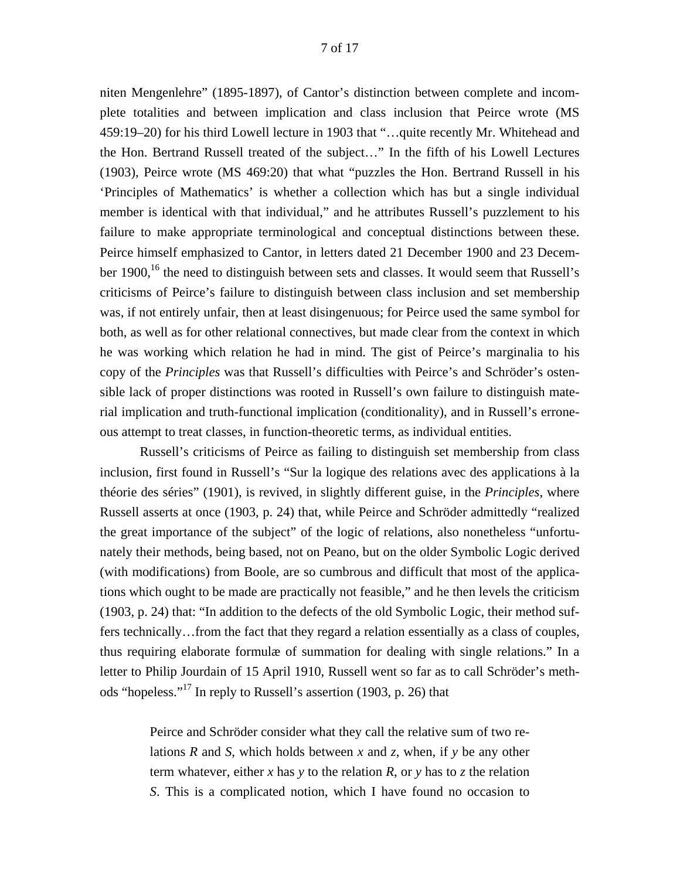niten Mengenlehre" (1895-1897), of Cantor's distinction between complete and incomplete totalities and between implication and class inclusion that Peirce wrote (MS 459:19–20) for his third Lowell lecture in 1903 that "…quite recently Mr. Whitehead and the Hon. Bertrand Russell treated of the subject…" In the fifth of his Lowell Lectures (1903), Peirce wrote (MS 469:20) that what "puzzles the Hon. Bertrand Russell in his 'Principles of Mathematics' is whether a collection which has but a single individual member is identical with that individual," and he attributes Russell's puzzlement to his failure to make appropriate terminological and conceptual distinctions between these. Peirce himself emphasized to Cantor, in letters dated 21 December 1900 and 23 December 1900,[16] the need to distinguish between sets and classes. It would seem that Russell's criticisms of Peirce's failure to distinguish between class inclusion and set membership was, if not entirely unfair, then at least disingenuous; for Peirce used the same symbol for both, as well as for other relational connectives, but made clear from the context in which he was working which relation he had in mind. The gist of Peirce's marginalia to his copy of the *Principles* was that Russell's difficulties with Peirce's and Schröder's ostensible lack of proper distinctions was rooted in Russell's own failure to distinguish material implication and truth-functional implication (conditionality), and in Russell's erroneous attempt to treat classes, in function-theoretic terms, as individual entities.

Russell's criticisms of Peirce as failing to distinguish set membership from class inclusion, first found in Russell's "Sur la logique des relations avec des applications à la théorie des séries" (1901), is revived, in slightly different guise, in the *Principles*, where Russell asserts at once (1903, p. 24) that, while Peirce and Schröder admittedly "realized the great importance of the subject" of the logic of relations, also nonetheless "unfortunately their methods, being based, not on Peano, but on the older Symbolic Logic derived (with modifications) from Boole, are so cumbrous and difficult that most of the applications which ought to be made are practically not feasible," and he then levels the criticism (1903, p. 24) that: "In addition to the defects of the old Symbolic Logic, their method suffers technically…from the fact that they regard a relation essentially as a class of couples, thus requiring elaborate formulæ of summation for dealing with single relations." In a letter to Philip Jourdain of 15 April 1910, Russell went so far as to call Schröder's methods "hopeless."[17] In reply to Russell's assertion (1903, p. 26) that

> Peirce and Schröder consider what they call the relative sum of two relations *R* and *S*, which holds between *x* and *z*, when, if *y* be any other term whatever, either *x* has *y* to the relation *R*, or *y* has to *z* the relation *S*. This is a complicated notion, which I have found no occasion to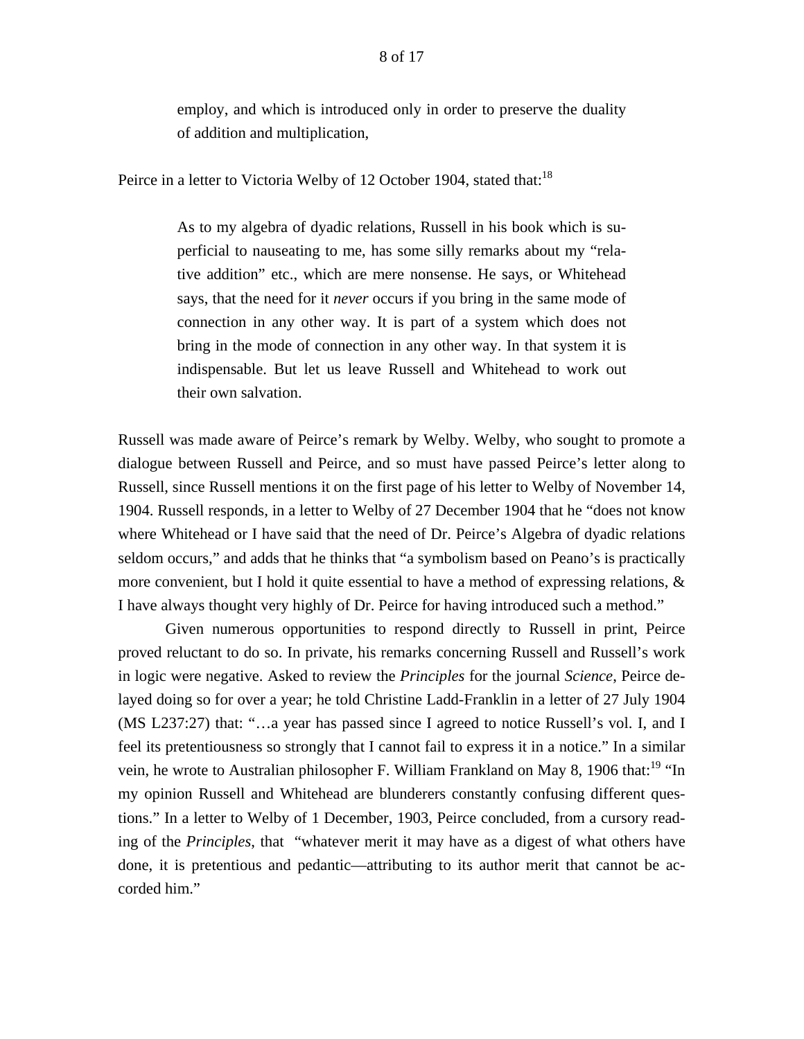> employ, and which is introduced only in order to preserve the duality of addition and multiplication,

Peirce in a letter to Victoria Welby of 12 October 1904, stated that:[18]

> As to my algebra of dyadic relations, Russell in his book which is superficial to nauseating to me, has some silly remarks about my "relative addition" etc., which are mere nonsense. He says, or Whitehead says, that the need for it *never* occurs if you bring in the same mode of connection in any other way. It is part of a system which does not bring in the mode of connection in any other way. In that system it is indispensable. But let us leave Russell and Whitehead to work out their own salvation.

Russell was made aware of Peirce's remark by Welby. Welby, who sought to promote a dialogue between Russell and Peirce, and so must have passed Peirce's letter along to Russell, since Russell mentions it on the first page of his letter to Welby of November 14, 1904. Russell responds, in a letter to Welby of 27 December 1904 that he "does not know where Whitehead or I have said that the need of Dr. Peirce's Algebra of dyadic relations seldom occurs," and adds that he thinks that "a symbolism based on Peano's is practically more convenient, but I hold it quite essential to have a method of expressing relations, & I have always thought very highly of Dr. Peirce for having introduced such a method."

Given numerous opportunities to respond directly to Russell in print, Peirce proved reluctant to do so. In private, his remarks concerning Russell and Russell's work in logic were negative. Asked to review the *Principles* for the journal *Science*, Peirce delayed doing so for over a year; he told Christine Ladd-Franklin in a letter of 27 July 1904 (MS L237:27) that: "…a year has passed since I agreed to notice Russell's vol. I, and I feel its pretentiousness so strongly that I cannot fail to express it in a notice." In a similar vein, he wrote to Australian philosopher F. William Frankland on May 8, 1906 that:[19] "In my opinion Russell and Whitehead are blunderers constantly confusing different questions." In a letter to Welby of 1 December, 1903, Peirce concluded, from a cursory reading of the *Principles*, that "whatever merit it may have as a digest of what others have done, it is pretentious and pedantic—attributing to its author merit that cannot be accorded him."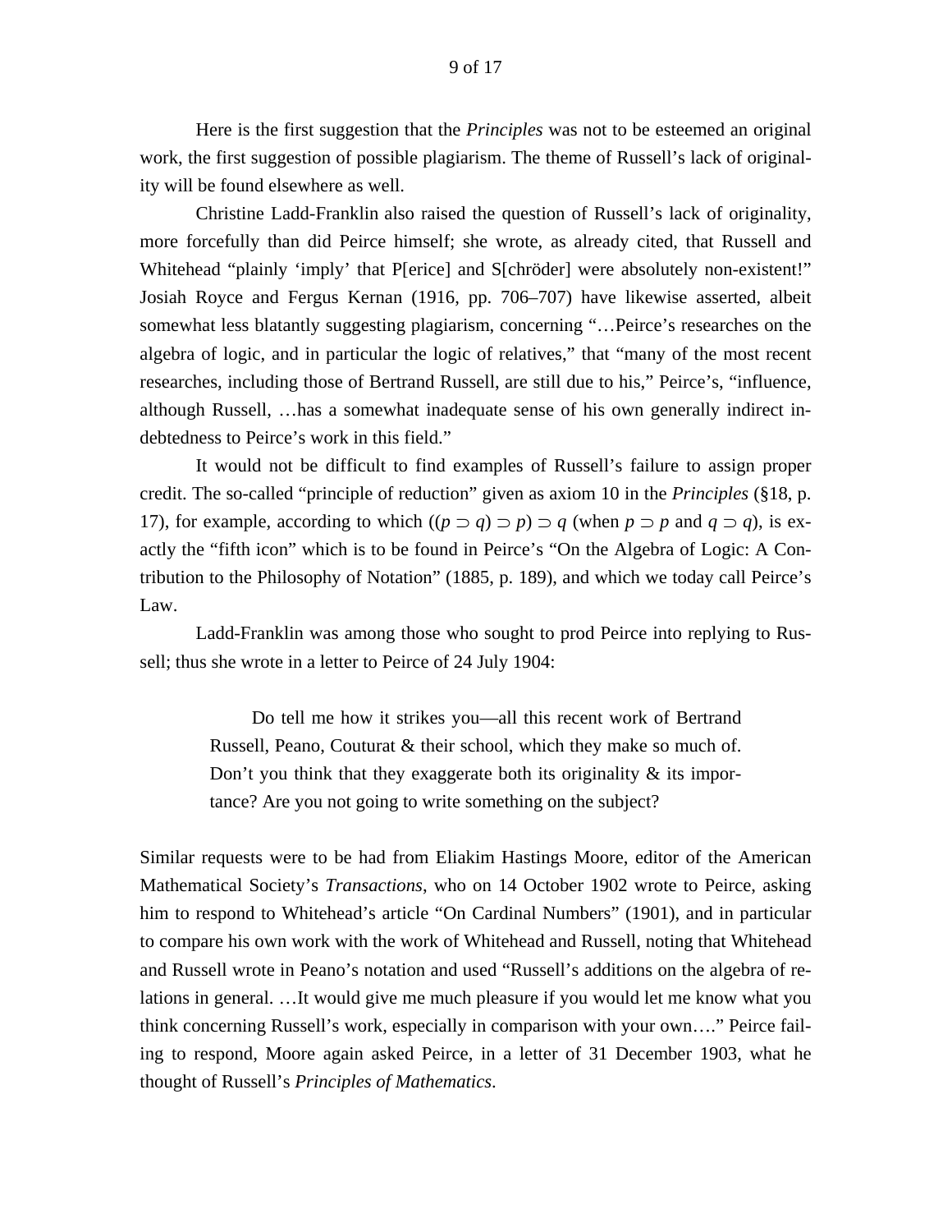Here is the first suggestion that the *Principles* was not to be esteemed an original work, the first suggestion of possible plagiarism. The theme of Russell's lack of originality will be found elsewhere as well.

Christine Ladd-Franklin also raised the question of Russell's lack of originality, more forcefully than did Peirce himself; she wrote, as already cited, that Russell and Whitehead "plainly 'imply' that P[erice] and S[chröder] were absolutely non-existent!" Josiah Royce and Fergus Kernan (1916, pp. 706–707) have likewise asserted, albeit somewhat less blatantly suggesting plagiarism, concerning "…Peirce's researches on the algebra of logic, and in particular the logic of relatives," that "many of the most recent researches, including those of Bertrand Russell, are still due to his," Peirce's, "influence, although Russell, …has a somewhat inadequate sense of his own generally indirect indebtedness to Peirce's work in this field."

It would not be difficult to find examples of Russell's failure to assign proper credit. The so-called "principle of reduction" given as axiom 10 in the *Principles* (§18, p. 17), for example, according to which $((p \supset q) \supset p) \supset q$ (when $p \supset p$ and $q \supset q$), is exactly the "fifth icon" which is to be found in Peirce's "On the Algebra of Logic: A Contribution to the Philosophy of Notation" (1885, p. 189), and which we today call Peirce's Law.

Ladd-Franklin was among those who sought to prod Peirce into replying to Russell; thus she wrote in a letter to Peirce of 24 July 1904:

> Do tell me how it strikes you—all this recent work of Bertrand Russell, Peano, Couturat & their school, which they make so much of. Don't you think that they exaggerate both its originality & its importance? Are you not going to write something on the subject?

Similar requests were to be had from Eliakim Hastings Moore, editor of the American Mathematical Society's *Transactions*, who on 14 October 1902 wrote to Peirce, asking him to respond to Whitehead's article "On Cardinal Numbers" (1901), and in particular to compare his own work with the work of Whitehead and Russell, noting that Whitehead and Russell wrote in Peano's notation and used "Russell's additions on the algebra of relations in general. …It would give me much pleasure if you would let me know what you think concerning Russell's work, especially in comparison with your own…." Peirce failing to respond, Moore again asked Peirce, in a letter of 31 December 1903, what he thought of Russell's *Principles of Mathematics*.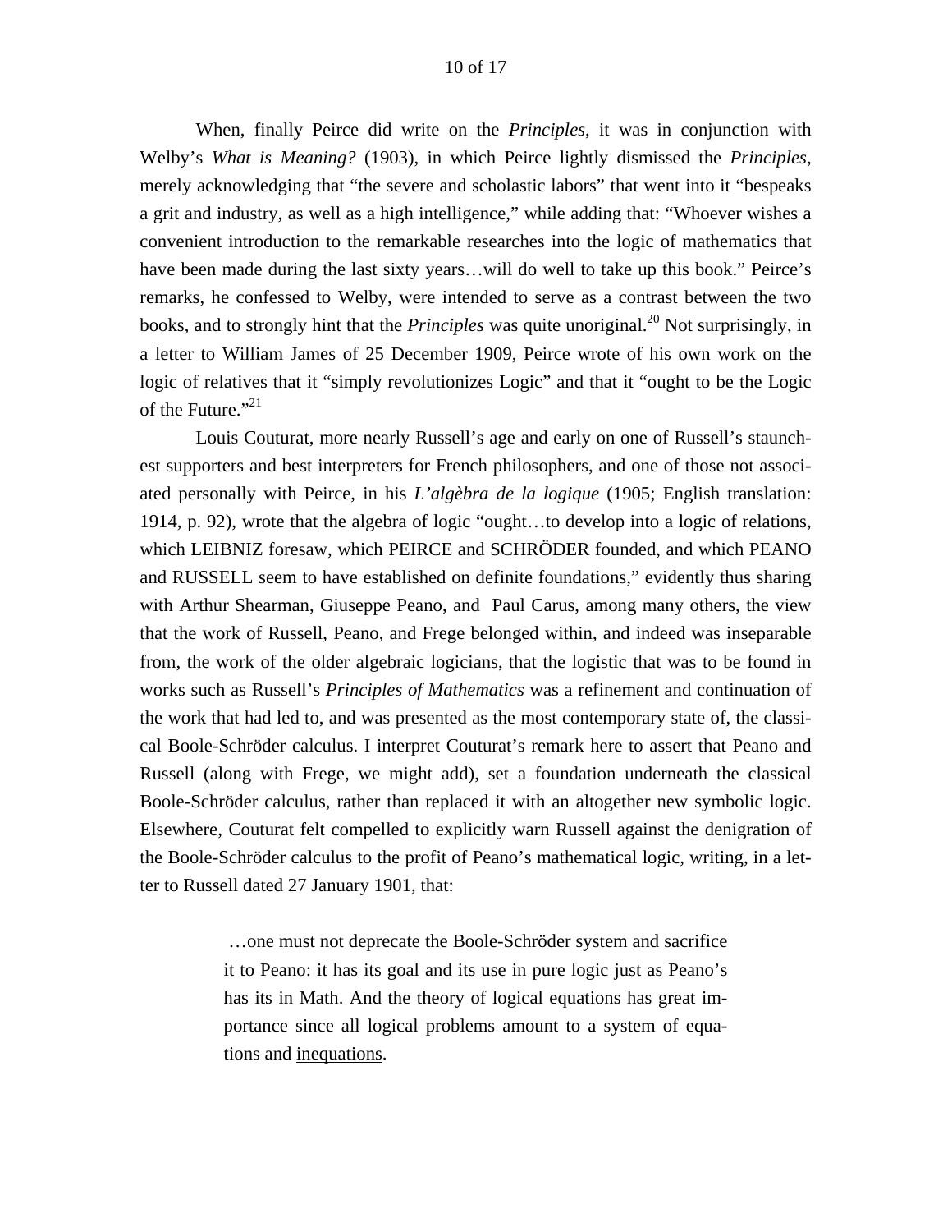When, finally Peirce did write on the *Principles*, it was in conjunction with Welby's *What is Meaning?* (1903), in which Peirce lightly dismissed the *Principles*, merely acknowledging that "the severe and scholastic labors" that went into it "bespeaks a grit and industry, as well as a high intelligence," while adding that: "Whoever wishes a convenient introduction to the remarkable researches into the logic of mathematics that have been made during the last sixty years…will do well to take up this book." Peirce's remarks, he confessed to Welby, were intended to serve as a contrast between the two books, and to strongly hint that the *Principles* was quite unoriginal.[20] Not surprisingly, in a letter to William James of 25 December 1909, Peirce wrote of his own work on the logic of relatives that it "simply revolutionizes Logic" and that it "ought to be the Logic of the Future."[21]

Louis Couturat, more nearly Russell's age and early on one of Russell's staunchest supporters and best interpreters for French philosophers, and one of those not associated personally with Peirce, in his *L'algèbra de la logique* (1905; English translation: 1914, p. 92), wrote that the algebra of logic "ought…to develop into a logic of relations, which LEIBNIZ foresaw, which PEIRCE and SCHRÖDER founded, and which PEANO and RUSSELL seem to have established on definite foundations," evidently thus sharing with Arthur Shearman, Giuseppe Peano, and Paul Carus, among many others, the view that the work of Russell, Peano, and Frege belonged within, and indeed was inseparable from, the work of the older algebraic logicians, that the logistic that was to be found in works such as Russell's *Principles of Mathematics* was a refinement and continuation of the work that had led to, and was presented as the most contemporary state of, the classical Boole-Schröder calculus. I interpret Couturat's remark here to assert that Peano and Russell (along with Frege, we might add), set a foundation underneath the classical Boole-Schröder calculus, rather than replaced it with an altogether new symbolic logic. Elsewhere, Couturat felt compelled to explicitly warn Russell against the denigration of the Boole-Schröder calculus to the profit of Peano's mathematical logic, writing, in a letter to Russell dated 27 January 1901, that:

> …one must not deprecate the Boole-Schröder system and sacrifice it to Peano: it has its goal and its use in pure logic just as Peano's has its in Math. And the theory of logical equations has great importance since all logical problems amount to a system of equations and <u>inequations</u>.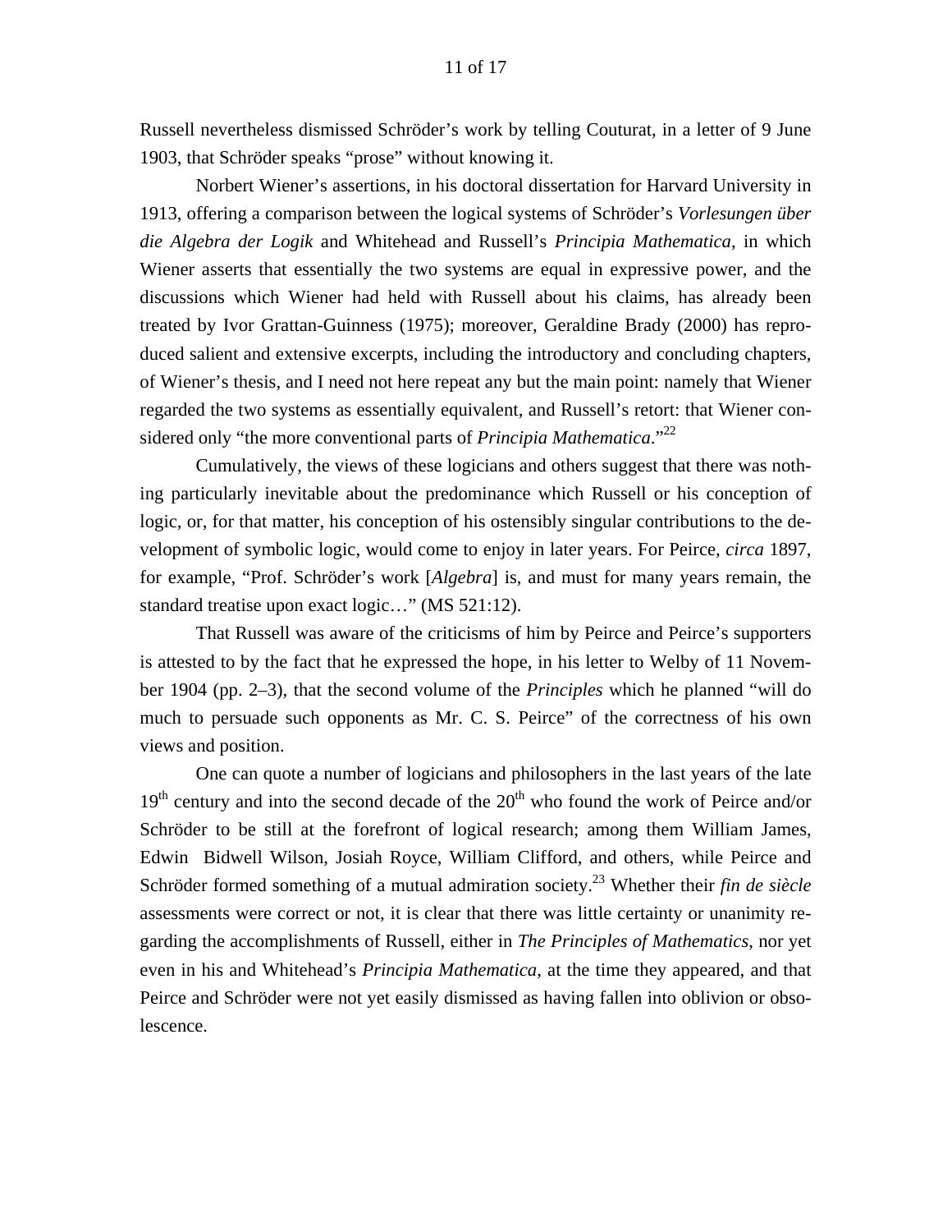Russell nevertheless dismissed Schröder's work by telling Couturat, in a letter of 9 June 1903, that Schröder speaks "prose" without knowing it.

Norbert Wiener's assertions, in his doctoral dissertation for Harvard University in 1913, offering a comparison between the logical systems of Schröder's *Vorlesungen über die Algebra der Logik* and Whitehead and Russell's *Principia Mathematica*, in which Wiener asserts that essentially the two systems are equal in expressive power, and the discussions which Wiener had held with Russell about his claims, has already been treated by Ivor Grattan-Guinness (1975); moreover, Geraldine Brady (2000) has reproduced salient and extensive excerpts, including the introductory and concluding chapters, of Wiener's thesis, and I need not here repeat any but the main point: namely that Wiener regarded the two systems as essentially equivalent, and Russell's retort: that Wiener considered only "the more conventional parts of *Principia Mathematica*."[22]

Cumulatively, the views of these logicians and others suggest that there was nothing particularly inevitable about the predominance which Russell or his conception of logic, or, for that matter, his conception of his ostensibly singular contributions to the development of symbolic logic, would come to enjoy in later years. For Peirce, *circa* 1897, for example, "Prof. Schröder's work [*Algebra*] is, and must for many years remain, the standard treatise upon exact logic…" (MS 521:12).

That Russell was aware of the criticisms of him by Peirce and Peirce's supporters is attested to by the fact that he expressed the hope, in his letter to Welby of 11 November 1904 (pp. 2–3), that the second volume of the *Principles* which he planned "will do much to persuade such opponents as Mr. C. S. Peirce" of the correctness of his own views and position.

One can quote a number of logicians and philosophers in the last years of the late 19th century and into the second decade of the 20th who found the work of Peirce and/or Schröder to be still at the forefront of logical research; among them William James, Edwin Bidwell Wilson, Josiah Royce, William Clifford, and others, while Peirce and Schröder formed something of a mutual admiration society.[23] Whether their *fin de siècle* assessments were correct or not, it is clear that there was little certainty or unanimity regarding the accomplishments of Russell, either in *The Principles of Mathematics*, nor yet even in his and Whitehead's *Principia Mathematica*, at the time they appeared, and that Peirce and Schröder were not yet easily dismissed as having fallen into oblivion or obsolescence.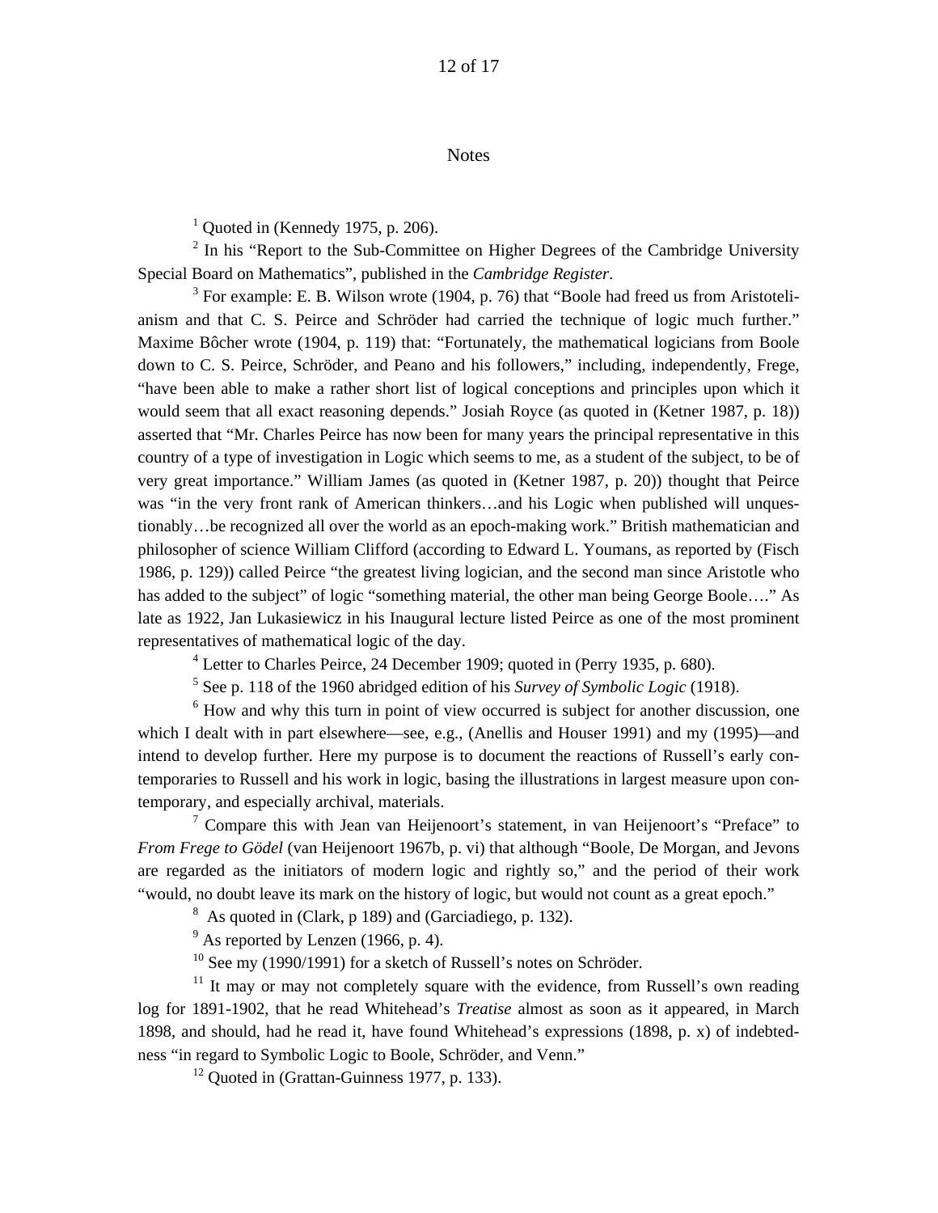## Notes

[1] Quoted in (Kennedy 1975, p. 206).

[2] In his "Report to the Sub-Committee on Higher Degrees of the Cambridge University Special Board on Mathematics", published in the *Cambridge Register*.

[3] For example: E. B. Wilson wrote (1904, p. 76) that "Boole had freed us from Aristotelianism and that C. S. Peirce and Schröder had carried the technique of logic much further." Maxime Bôcher wrote (1904, p. 119) that: "Fortunately, the mathematical logicians from Boole down to C. S. Peirce, Schröder, and Peano and his followers," including, independently, Frege, "have been able to make a rather short list of logical conceptions and principles upon which it would seem that all exact reasoning depends." Josiah Royce (as quoted in (Ketner 1987, p. 18)) asserted that "Mr. Charles Peirce has now been for many years the principal representative in this country of a type of investigation in Logic which seems to me, as a student of the subject, to be of very great importance." William James (as quoted in (Ketner 1987, p. 20)) thought that Peirce was "in the very front rank of American thinkers…and his Logic when published will unquestionably…be recognized all over the world as an epoch-making work." British mathematician and philosopher of science William Clifford (according to Edward L. Youmans, as reported by (Fisch 1986, p. 129)) called Peirce "the greatest living logician, and the second man since Aristotle who has added to the subject" of logic "something material, the other man being George Boole…." As late as 1922, Jan Lukasiewicz in his Inaugural lecture listed Peirce as one of the most prominent representatives of mathematical logic of the day.

[4] Letter to Charles Peirce, 24 December 1909; quoted in (Perry 1935, p. 680).

[5] See p. 118 of the 1960 abridged edition of his *Survey of Symbolic Logic* (1918).

[6] How and why this turn in point of view occurred is subject for another discussion, one which I dealt with in part elsewhere—see, e.g., (Anellis and Houser 1991) and my (1995)—and intend to develop further. Here my purpose is to document the reactions of Russell's early contemporaries to Russell and his work in logic, basing the illustrations in largest measure upon contemporary, and especially archival, materials.

[7] Compare this with Jean van Heijenoort's statement, in van Heijenoort's "Preface" to *From Frege to Gödel* (van Heijenoort 1967b, p. vi) that although "Boole, De Morgan, and Jevons are regarded as the initiators of modern logic and rightly so," and the period of their work "would, no doubt leave its mark on the history of logic, but would not count as a great epoch."

[8] As quoted in (Clark, p 189) and (Garciadiego, p. 132).

[9] As reported by Lenzen (1966, p. 4).

[10] See my (1990/1991) for a sketch of Russell's notes on Schröder.

[11] It may or may not completely square with the evidence, from Russell's own reading log for 1891-1902, that he read Whitehead's *Treatise* almost as soon as it appeared, in March 1898, and should, had he read it, have found Whitehead's expressions (1898, p. x) of indebtedness "in regard to Symbolic Logic to Boole, Schröder, and Venn."

[12] Quoted in (Grattan-Guinness 1977, p. 133).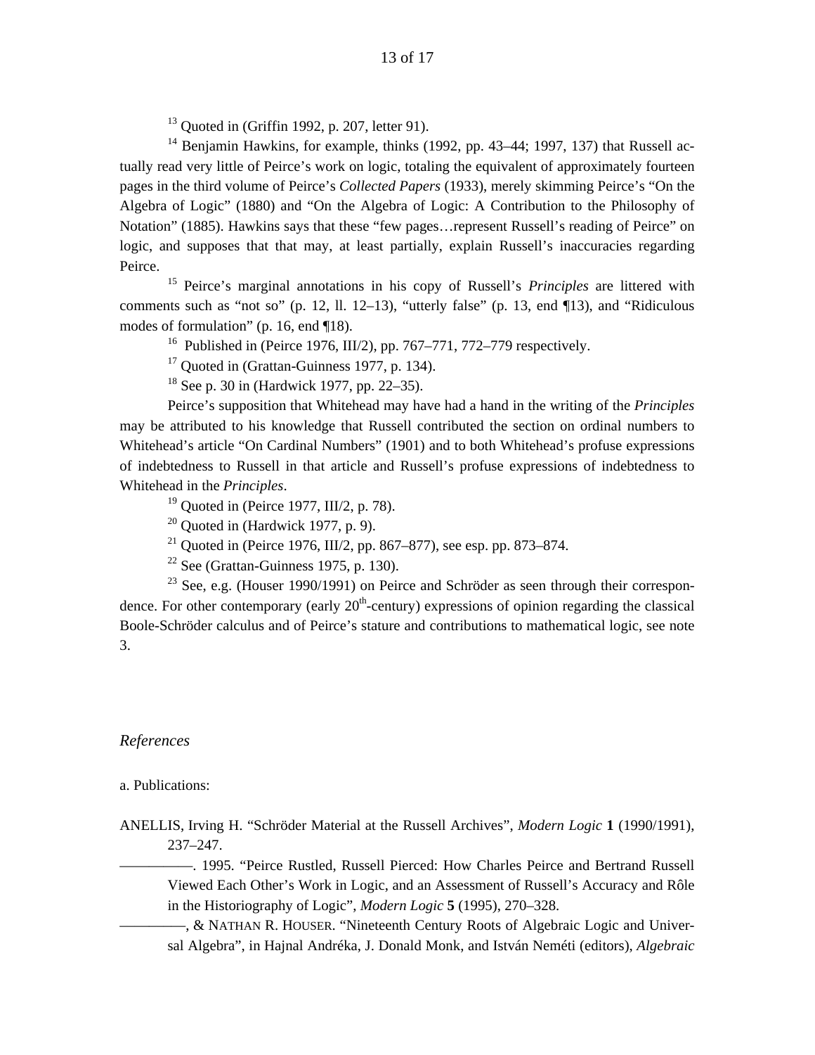[13] Quoted in (Griffin 1992, p. 207, letter 91).

[14] Benjamin Hawkins, for example, thinks (1992, pp. 43–44; 1997, 137) that Russell actually read very little of Peirce's work on logic, totaling the equivalent of approximately fourteen pages in the third volume of Peirce's *Collected Papers* (1933), merely skimming Peirce's "On the Algebra of Logic" (1880) and "On the Algebra of Logic: A Contribution to the Philosophy of Notation" (1885). Hawkins says that these "few pages…represent Russell's reading of Peirce" on logic, and supposes that that may, at least partially, explain Russell's inaccuracies regarding Peirce.

[15] Peirce's marginal annotations in his copy of Russell's *Principles* are littered with comments such as "not so" (p. 12, ll. 12–13), "utterly false" (p. 13, end ¶13), and "Ridiculous modes of formulation" (p. 16, end ¶18).

[16] Published in (Peirce 1976, III/2), pp. 767–771, 772–779 respectively.

[17] Quoted in (Grattan-Guinness 1977, p. 134).

[18] See p. 30 in (Hardwick 1977, pp. 22–35).

Peirce's supposition that Whitehead may have had a hand in the writing of the *Principles* may be attributed to his knowledge that Russell contributed the section on ordinal numbers to Whitehead's article "On Cardinal Numbers" (1901) and to both Whitehead's profuse expressions of indebtedness to Russell in that article and Russell's profuse expressions of indebtedness to Whitehead in the *Principles*.

[19] Quoted in (Peirce 1977, III/2, p. 78).

[20] Quoted in (Hardwick 1977, p. 9).

[21] Quoted in (Peirce 1976, III/2, pp. 867–877), see esp. pp. 873–874.

[22] See (Grattan-Guinness 1975, p. 130).

[23] See, e.g. (Houser 1990/1991) on Peirce and Schröder as seen through their correspondence. For other contemporary (early 20th-century) expressions of opinion regarding the classical Boole-Schröder calculus and of Peirce's stature and contributions to mathematical logic, see note 3.

## *References*

a. Publications:

ANELLIS, Irving H. "Schröder Material at the Russell Archives", *Modern Logic* **1** (1990/1991), 237–247.

——————. 1995. "Peirce Rustled, Russell Pierced: How Charles Peirce and Bertrand Russell Viewed Each Other's Work in Logic, and an Assessment of Russell's Accuracy and Rôle in the Historiography of Logic", *Modern Logic* **5** (1995), 270–328.

—————, & NATHAN R. HOUSER. "Nineteenth Century Roots of Algebraic Logic and Universal Algebra", in Hajnal Andréka, J. Donald Monk, and István Neméti (editors), *Algebraic*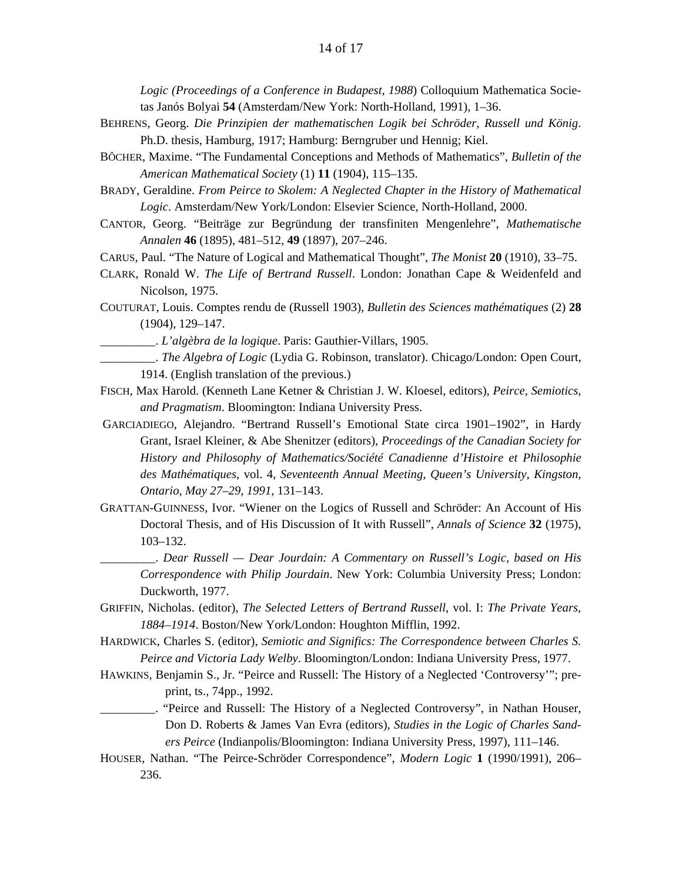*Logic (Proceedings of a Conference in Budapest, 1988*) Colloquium Mathematica Societas Janós Bolyai **54** (Amsterdam/New York: North-Holland, 1991), 1–36.

BEHRENS, Georg. *Die Prinzipien der mathematischen Logik bei Schröder, Russell und König*. Ph.D. thesis, Hamburg, 1917; Hamburg: Berngruber und Hennig; Kiel.

BÔCHER, Maxime. "The Fundamental Conceptions and Methods of Mathematics", *Bulletin of the American Mathematical Society* (1) **11** (1904), 115–135.

BRADY, Geraldine. *From Peirce to Skolem: A Neglected Chapter in the History of Mathematical Logic*. Amsterdam/New York/London: Elsevier Science, North-Holland, 2000.

CANTOR, Georg. "Beiträge zur Begründung der transfiniten Mengenlehre", *Mathematische Annalen* **46** (1895), 481–512, **49** (1897), 207–246.

CARUS, Paul. "The Nature of Logical and Mathematical Thought", *The Monist* **20** (1910), 33–75.

CLARK, Ronald W. *The Life of Bertrand Russell*. London: Jonathan Cape & Weidenfeld and Nicolson, 1975.

COUTURAT, Louis. Comptes rendu de (Russell 1903), *Bulletin des Sciences mathématiques* (2) **28** (1904), 129–147.

_________. *L'algèbra de la logique*. Paris: Gauthier-Villars, 1905.

_________. *The Algebra of Logic* (Lydia G. Robinson, translator). Chicago/London: Open Court, 1914. (English translation of the previous.)

FISCH, Max Harold. (Kenneth Lane Ketner & Christian J. W. Kloesel, editors), *Peirce, Semiotics, and Pragmatism*. Bloomington: Indiana University Press.

GARCIADIEGO, Alejandro. "Bertrand Russell's Emotional State circa 1901–1902", in Hardy Grant, Israel Kleiner, & Abe Shenitzer (editors), *Proceedings of the Canadian Society for History and Philosophy of Mathematics/Société Canadienne d'Histoire et Philosophie des Mathématiques*, vol. 4, *Seventeenth Annual Meeting, Queen's University, Kingston, Ontario, May 27–29, 1991*, 131–143.

GRATTAN-GUINNESS, Ivor. "Wiener on the Logics of Russell and Schröder: An Account of His Doctoral Thesis, and of His Discussion of It with Russell", *Annals of Science* **32** (1975), 103–132.

_________. *Dear Russell — Dear Jourdain: A Commentary on Russell's Logic, based on His Correspondence with Philip Jourdain*. New York: Columbia University Press; London: Duckworth, 1977.

GRIFFIN, Nicholas. (editor), *The Selected Letters of Bertrand Russell*, vol. I: *The Private Years, 1884–1914*. Boston/New York/London: Houghton Mifflin, 1992.

HARDWICK, Charles S. (editor), *Semiotic and Significs: The Correspondence between Charles S. Peirce and Victoria Lady Welby*. Bloomington/London: Indiana University Press, 1977.

HAWKINS, Benjamin S., Jr. "Peirce and Russell: The History of a Neglected 'Controversy'"; preprint, ts., 74pp., 1992.

_________. "Peirce and Russell: The History of a Neglected Controversy", in Nathan Houser, Don D. Roberts & James Van Evra (editors), *Studies in the Logic of Charles Sanders Peirce* (Indianpolis/Bloomington: Indiana University Press, 1997), 111–146.

HOUSER, Nathan. "The Peirce-Schröder Correspondence", *Modern Logic* **1** (1990/1991), 206–236.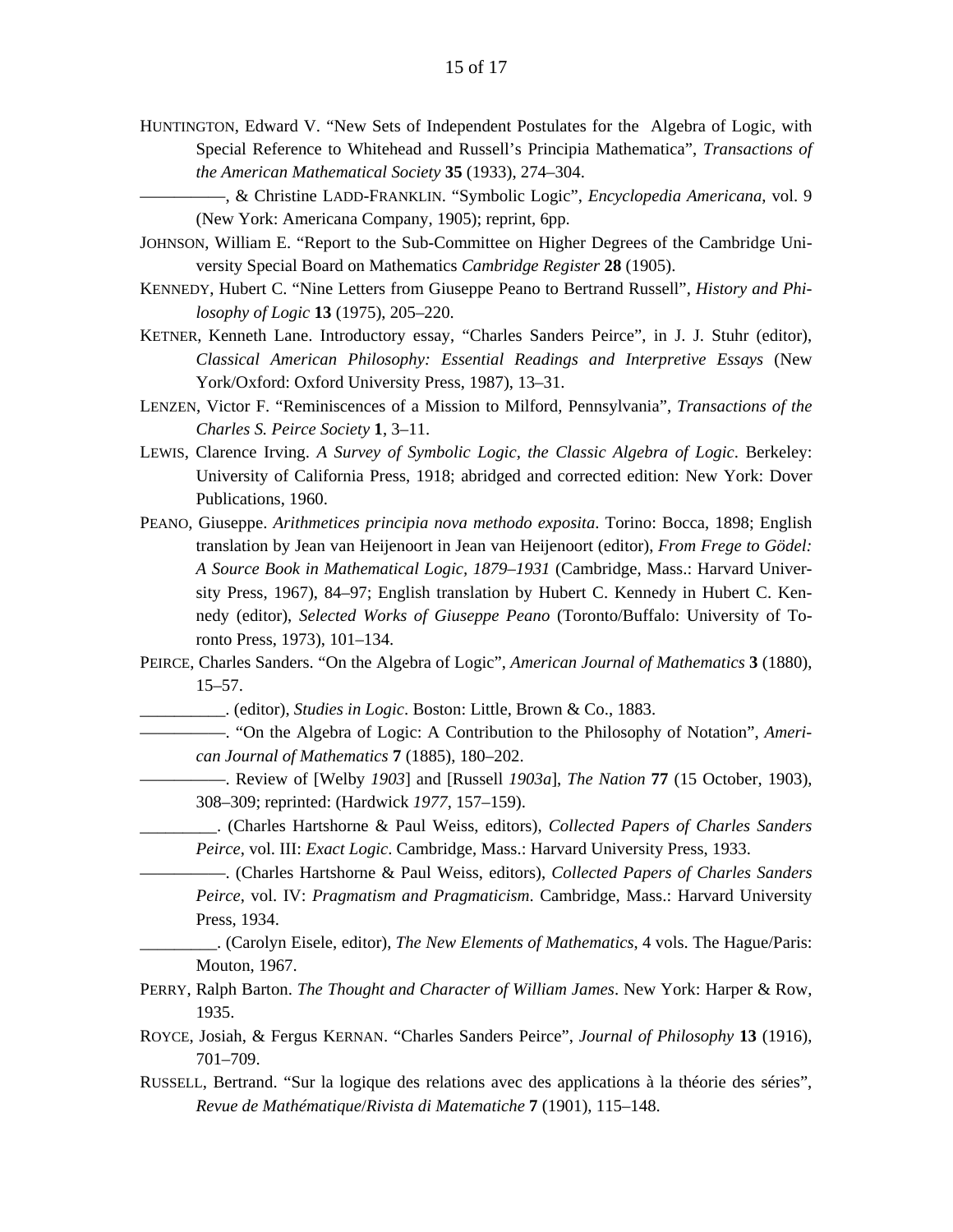HUNTINGTON, Edward V. “New Sets of Independent Postulates for the Algebra of Logic, with Special Reference to Whitehead and Russell’s Principia Mathematica”, *Transactions of the American Mathematical Society* **35** (1933), 274–304.

—————, & Christine LADD-FRANKLIN. “Symbolic Logic”, *Encyclopedia Americana*, vol. 9 (New York: Americana Company, 1905); reprint, 6pp.

JOHNSON, William E. “Report to the Sub-Committee on Higher Degrees of the Cambridge University Special Board on Mathematics *Cambridge Register* **28** (1905).

KENNEDY, Hubert C. “Nine Letters from Giuseppe Peano to Bertrand Russell”, *History and Philosophy of Logic* **13** (1975), 205–220.

KETNER, Kenneth Lane. Introductory essay, “Charles Sanders Peirce”, in J. J. Stuhr (editor), *Classical American Philosophy: Essential Readings and Interpretive Essays* (New York/Oxford: Oxford University Press, 1987), 13–31.

LENZEN, Victor F. “Reminiscences of a Mission to Milford, Pennsylvania”, *Transactions of the Charles S. Peirce Society* **1**, 3–11.

LEWIS, Clarence Irving. *A Survey of Symbolic Logic, the Classic Algebra of Logic*. Berkeley: University of California Press, 1918; abridged and corrected edition: New York: Dover Publications, 1960.

PEANO, Giuseppe. *Arithmetices principia nova methodo exposita*. Torino: Bocca, 1898; English translation by Jean van Heijenoort in Jean van Heijenoort (editor), *From Frege to Gödel: A Source Book in Mathematical Logic, 1879–1931* (Cambridge, Mass.: Harvard University Press, 1967), 84–97; English translation by Hubert C. Kennedy in Hubert C. Kennedy (editor), *Selected Works of Giuseppe Peano* (Toronto/Buffalo: University of Toronto Press, 1973), 101–134.

PEIRCE, Charles Sanders. “On the Algebra of Logic”, *American Journal of Mathematics* **3** (1880), 15–57.

__________. (editor), *Studies in Logic*. Boston: Little, Brown & Co., 1883.

—————. “On the Algebra of Logic: A Contribution to the Philosophy of Notation”, *American Journal of Mathematics* **7** (1885), 180–202.

—————. Review of [Welby *1903*] and [Russell *1903a*], *The Nation* **77** (15 October, 1903), 308–309; reprinted: (Hardwick *1977*, 157–159).

_________. (Charles Hartshorne & Paul Weiss, editors), *Collected Papers of Charles Sanders Peirce*, vol. III: *Exact Logic*. Cambridge, Mass.: Harvard University Press, 1933.

—————. (Charles Hartshorne & Paul Weiss, editors), *Collected Papers of Charles Sanders Peirce*, vol. IV: *Pragmatism and Pragmaticism*. Cambridge, Mass.: Harvard University Press, 1934.

_________. (Carolyn Eisele, editor), *The New Elements of Mathematics*, 4 vols. The Hague/Paris: Mouton, 1967.

PERRY, Ralph Barton. *The Thought and Character of William James*. New York: Harper & Row, 1935.

ROYCE, Josiah, & Fergus KERNAN. “Charles Sanders Peirce”, *Journal of Philosophy* **13** (1916), 701–709.

RUSSELL, Bertrand. “Sur la logique des relations avec des applications à la théorie des séries”, *Revue de Mathématique*/*Rivista di Matematiche* **7** (1901), 115–148.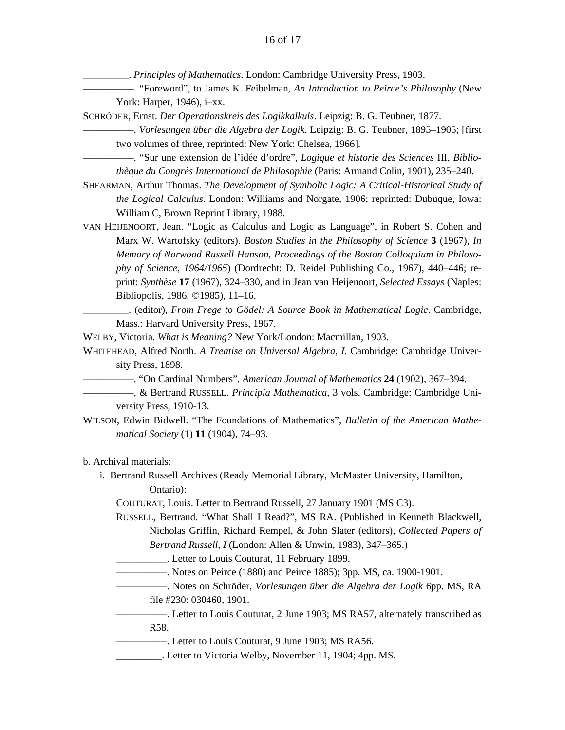\_\_\_\_\_\_\_\_\_. *Principles of Mathematics*. London: Cambridge University Press, 1903.

——————. "Foreword", to James K. Feibelman, *An Introduction to Peirce's Philosophy* (New York: Harper, 1946), i–xx.

SCHRÖDER, Ernst. *Der Operationskreis des Logikkalkuls*. Leipzig: B. G. Teubner, 1877.

——————. *Vorlesungen über die Algebra der Logik*. Leipzig: B. G. Teubner, 1895–1905; [first two volumes of three, reprinted: New York: Chelsea, 1966].

——————. "Sur une extension de l'idée d'ordre", *Logique et historie des Sciences* III, *Bibliothèque du Congrès International de Philosophie* (Paris: Armand Colin, 1901), 235–240.

SHEARMAN, Arthur Thomas. *The Development of Symbolic Logic: A Critical-Historical Study of the Logical Calculus*. London: Williams and Norgate, 1906; reprinted: Dubuque, Iowa: William C, Brown Reprint Library, 1988.

VAN HEIJENOORT, Jean. "Logic as Calculus and Logic as Language", in Robert S. Cohen and Marx W. Wartofsky (editors). *Boston Studies in the Philosophy of Science* **3** (1967), *In Memory of Norwood Russell Hanson, Proceedings of the Boston Colloquium in Philosophy of Science, 1964/1965*) (Dordrecht: D. Reidel Publishing Co., 1967), 440–446; reprint: *Synthèse* **17** (1967), 324–330, and in Jean van Heijenoort, *Selected Essays* (Naples: Bibliopolis, 1986, ©1985), 11–16.

\_\_\_\_\_\_\_\_\_. (editor), *From Frege to Gödel: A Source Book in Mathematical Logic*. Cambridge, Mass.: Harvard University Press, 1967.

WELBY, Victoria. *What is Meaning?* New York/London: Macmillan, 1903.

WHITEHEAD, Alfred North. *A Treatise on Universal Algebra, I*. Cambridge: Cambridge University Press, 1898.

——————. "On Cardinal Numbers", *American Journal of Mathematics* **24** (1902), 367–394.

——————, & Bertrand RUSSELL. *Principia Mathematica*, 3 vols. Cambridge: Cambridge University Press, 1910-13.

WILSON, Edwin Bidwell. "The Foundations of Mathematics", *Bulletin of the American Mathematical Society* (1) **11** (1904), 74–93.

b. Archival materials:

i. Bertrand Russell Archives (Ready Memorial Library, McMaster University, Hamilton, Ontario):

COUTURAT, Louis. Letter to Bertrand Russell, 27 January 1901 (MS C3).

RUSSELL, Bertrand. "What Shall I Read?", MS RA. (Published in Kenneth Blackwell, Nicholas Griffin, Richard Rempel, & John Slater (editors), *Collected Papers of Bertrand Russell, I* (London: Allen & Unwin, 1983), 347–365.)

\_\_\_\_\_\_\_\_\_\_. Letter to Louis Couturat, 11 February 1899.

——————. Notes on Peirce (1880) and Peirce 1885); 3pp. MS, ca. 1900-1901.

——————. Notes on Schröder, *Vorlesungen über die Algebra der Logik* 6pp. MS, RA file #230: 030460, 1901.

——————. Letter to Louis Couturat, 2 June 1903; MS RA57, alternately transcribed as R58.

——————. Letter to Louis Couturat, 9 June 1903; MS RA56.

\_\_\_\_\_\_\_\_\_. Letter to Victoria Welby, November 11, 1904; 4pp. MS.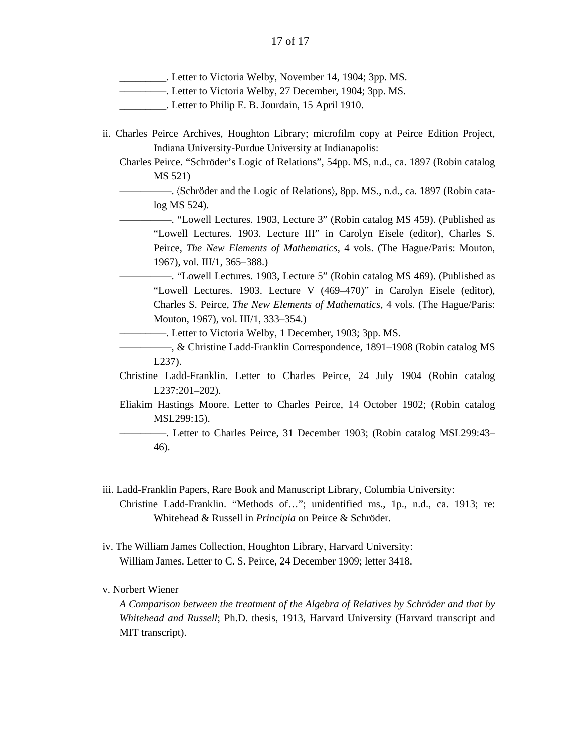_________. Letter to Victoria Welby, November 14, 1904; 3pp. MS.
—————. Letter to Victoria Welby, 27 December, 1904; 3pp. MS.
_________. Letter to Philip E. B. Jourdain, 15 April 1910.

ii. Charles Peirce Archives, Houghton Library; microfilm copy at Peirce Edition Project, Indiana University-Purdue University at Indianapolis:

Charles Peirce. "Schröder's Logic of Relations", 54pp. MS, n.d., ca. 1897 (Robin catalog MS 521)

——————. ⟨Schröder and the Logic of Relations⟩, 8pp. MS., n.d., ca. 1897 (Robin catalog MS 524).

——————. "Lowell Lectures. 1903, Lecture 3" (Robin catalog MS 459). (Published as "Lowell Lectures. 1903. Lecture III" in Carolyn Eisele (editor), Charles S. Peirce, *The New Elements of Mathematics*, 4 vols. (The Hague/Paris: Mouton, 1967), vol. III/1, 365–388.)

——————. "Lowell Lectures. 1903, Lecture 5" (Robin catalog MS 469). (Published as "Lowell Lectures. 1903. Lecture V (469–470)" in Carolyn Eisele (editor), Charles S. Peirce, *The New Elements of Mathematics*, 4 vols. (The Hague/Paris: Mouton, 1967), vol. III/1, 333–354.)

—————. Letter to Victoria Welby, 1 December, 1903; 3pp. MS.

——————, & Christine Ladd-Franklin Correspondence, 1891–1908 (Robin catalog MS L237).

Christine Ladd-Franklin. Letter to Charles Peirce, 24 July 1904 (Robin catalog L237:201–202).

Eliakim Hastings Moore. Letter to Charles Peirce, 14 October 1902; (Robin catalog MSL299:15).

—————. Letter to Charles Peirce, 31 December 1903; (Robin catalog MSL299:43–46).

iii. Ladd-Franklin Papers, Rare Book and Manuscript Library, Columbia University:

Christine Ladd-Franklin. "Methods of…"; unidentified ms., 1p., n.d., ca. 1913; re: Whitehead & Russell in *Principia* on Peirce & Schröder.

iv. The William James Collection, Houghton Library, Harvard University:

William James. Letter to C. S. Peirce, 24 December 1909; letter 3418.

v. Norbert Wiener

*A Comparison between the treatment of the Algebra of Relatives by Schröder and that by Whitehead and Russell*; Ph.D. thesis, 1913, Harvard University (Harvard transcript and MIT transcript).